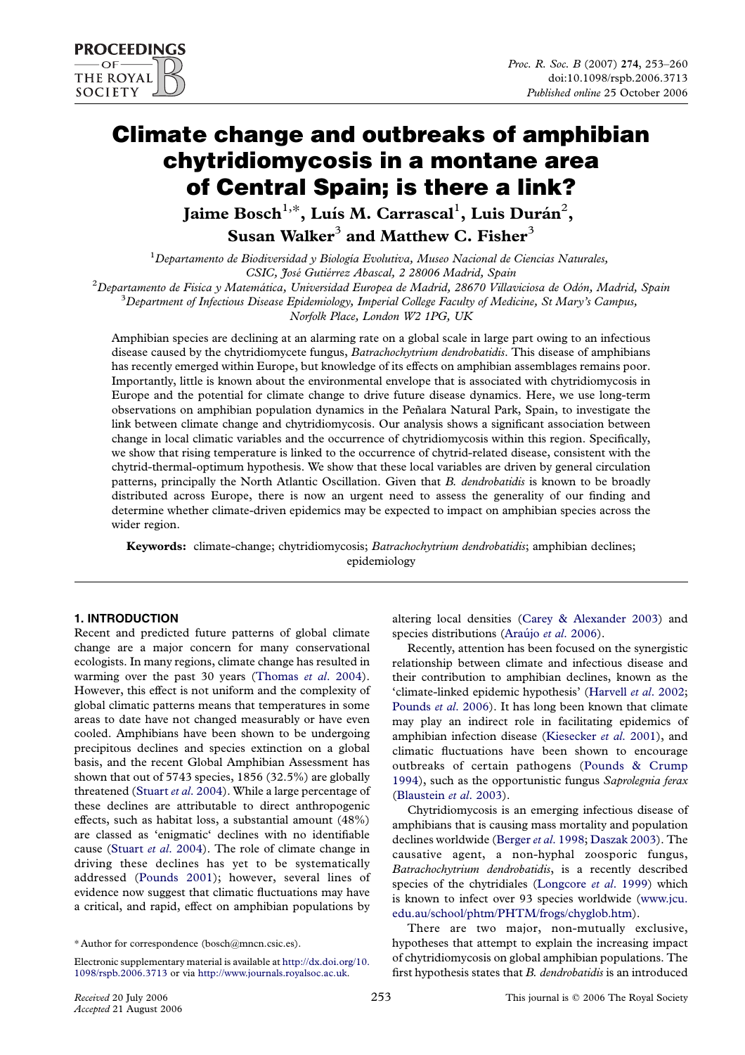# Climate change and outbreaks of amphibian chytridiomycosis in a montane area of Central Spain; is there a link?

**Jaime Bosch[1,*], Luís M. Carrascal[1], Luis Durán[2], Susan Walker[3] and Matthew C. Fisher[3]**

[1]*Departamento de Biodiversidad y Biología Evolutiva, Museo Nacional de Ciencias Naturales, CSIC, José Gutiérrez Abascal, 2 28006 Madrid, Spain*

[2]*Departamento de Fisica y Matemática, Universidad Europea de Madrid, 28670 Villaviciosa de Odón, Madrid, Spain*

[3]*Department of Infectious Disease Epidemiology, Imperial College Faculty of Medicine, St Mary's Campus, Norfolk Place, London W2 1PG, UK*

Amphibian species are declining at an alarming rate on a global scale in large part owing to an infectious disease caused by the chytridiomycete fungus, *Batrachochytrium dendrobatidis*. This disease of amphibians has recently emerged within Europe, but knowledge of its effects on amphibian assemblages remains poor. Importantly, little is known about the environmental envelope that is associated with chytridiomycosis in Europe and the potential for climate change to drive future disease dynamics. Here, we use long-term observations on amphibian population dynamics in the Peñalara Natural Park, Spain, to investigate the link between climate change and chytridiomycosis. Our analysis shows a significant association between change in local climatic variables and the occurrence of chytridiomycosis within this region. Specifically, we show that rising temperature is linked to the occurrence of chytrid-related disease, consistent with the chytrid-thermal-optimum hypothesis. We show that these local variables are driven by general circulation patterns, principally the North Atlantic Oscillation. Given that *B. dendrobatidis* is known to be broadly distributed across Europe, there is now an urgent need to assess the generality of our finding and determine whether climate-driven epidemics may be expected to impact on amphibian species across the wider region.

**Keywords:** climate-change; chytridiomycosis; *Batrachochytrium dendrobatidis*; amphibian declines; epidemiology

## 1. INTRODUCTION

Recent and predicted future patterns of global climate change are a major concern for many conservational ecologists. In many regions, climate change has resulted in warming over the past 30 years (Thomas *et al*. 2004). However, this effect is not uniform and the complexity of global climatic patterns means that temperatures in some areas to date have not changed measurably or have even cooled. Amphibians have been shown to be undergoing precipitous declines and species extinction on a global basis, and the recent Global Amphibian Assessment has shown that out of 5743 species, 1856 (32.5%) are globally threatened (Stuart *et al*. 2004). While a large percentage of these declines are attributable to direct anthropogenic effects, such as habitat loss, a substantial amount (48%) are classed as 'enigmatic' declines with no identifiable cause (Stuart *et al*. 2004). The role of climate change in driving these declines has yet to be systematically addressed (Pounds 2001); however, several lines of evidence now suggest that climatic fluctuations may have a critical, and rapid, effect on amphibian populations by altering local densities (Carey & Alexander 2003) and species distributions (Araújo *et al*. 2006).

Recently, attention has been focused on the synergistic relationship between climate and infectious disease and their contribution to amphibian declines, known as the 'climate-linked epidemic hypothesis' (Harvell *et al*. 2002; Pounds *et al*. 2006). It has long been known that climate may play an indirect role in facilitating epidemics of amphibian infection disease (Kiesecker *et al*. 2001), and climatic fluctuations have been shown to encourage outbreaks of certain pathogens (Pounds & Crump 1994), such as the opportunistic fungus *Saprolegnia ferax* (Blaustein *et al*. 2003).

Chytridiomycosis is an emerging infectious disease of amphibians that is causing mass mortality and population declines worldwide (Berger *et al*. 1998; Daszak 2003). The causative agent, a non-hyphal zoosporic fungus, *Batrachochytrium dendrobatidis*, is a recently described species of the chytridiales (Longcore *et al*. 1999) which is known to infect over 93 species worldwide (www.jcu.edu.au/school/phtm/PHTM/frogs/chyglob.htm).

There are two major, non-mutually exclusive, hypotheses that attempt to explain the increasing impact of chytridiomycosis on global amphibian populations. The first hypothesis states that *B. dendrobatidis* is an introduced

\* Author for correspondence (bosch@mncn.csic.es).

Electronic supplementary material is available at http://dx.doi.org/10.1098/rspb.2006.3713 or via http://www.journals.royalsoc.ac.uk.

*Received* 20 July 2006
*Accepted* 21 August 2006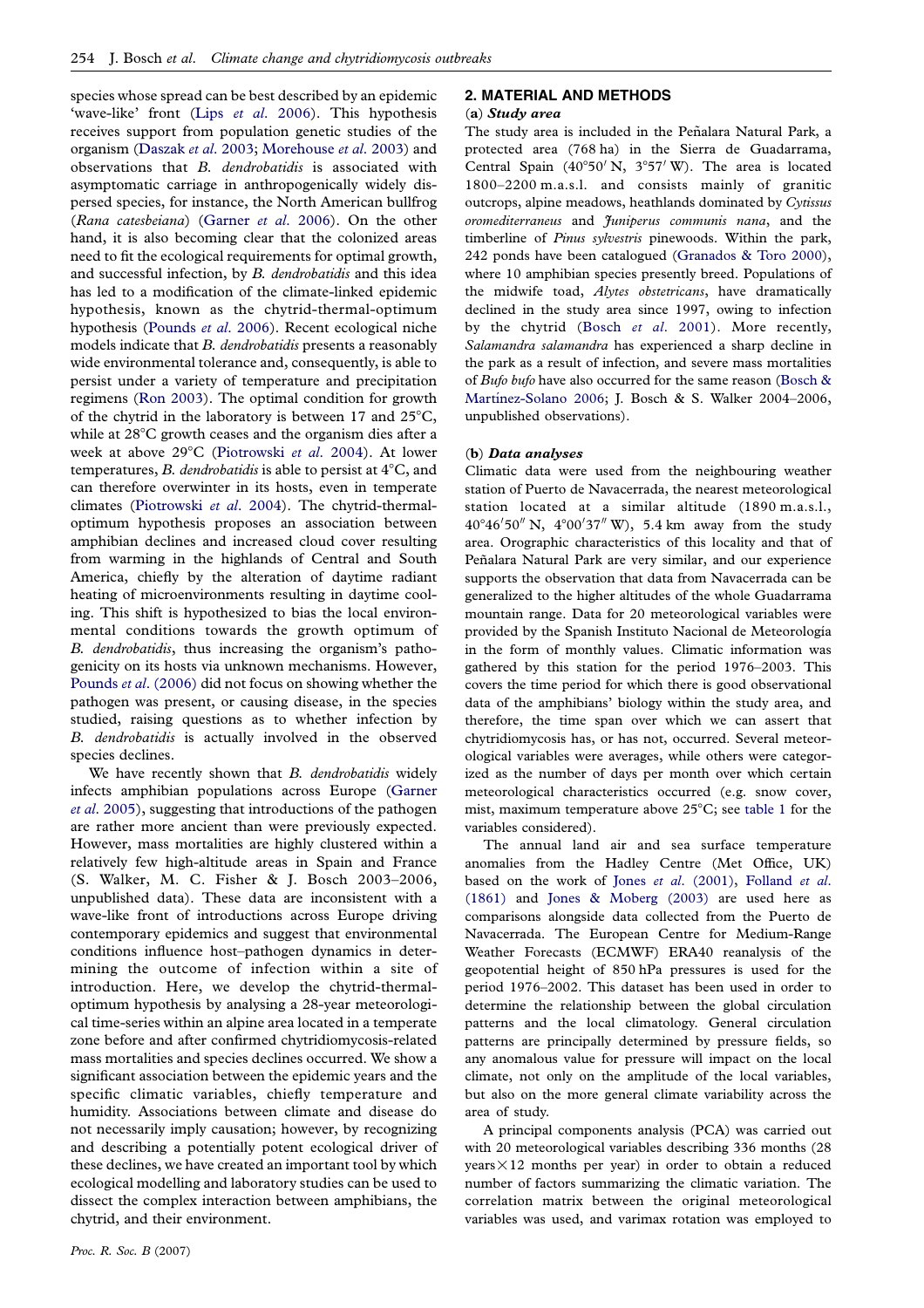species whose spread can be best described by an epidemic 'wave-like' front (Lips *et al.* 2006). This hypothesis receives support from population genetic studies of the organism (Daszak *et al.* 2003; Morehouse *et al.* 2003) and observations that *B. dendrobatidis* is associated with asymptomatic carriage in anthropogenically widely dispersed species, for instance, the North American bullfrog (*Rana catesbeiana*) (Garner *et al.* 2006). On the other hand, it is also becoming clear that the colonized areas need to fit the ecological requirements for optimal growth, and successful infection, by *B. dendrobatidis* and this idea has led to a modification of the climate-linked epidemic hypothesis, known as the chytrid-thermal-optimum hypothesis (Pounds *et al.* 2006). Recent ecological niche models indicate that *B. dendrobatidis* presents a reasonably wide environmental tolerance and, consequently, is able to persist under a variety of temperature and precipitation regimens (Ron 2003). The optimal condition for growth of the chytrid in the laboratory is between 17 and 25°C, while at 28°C growth ceases and the organism dies after a week at above 29°C (Piotrowski *et al.* 2004). At lower temperatures, *B. dendrobatidis* is able to persist at 4°C, and can therefore overwinter in its hosts, even in temperate climates (Piotrowski *et al.* 2004). The chytrid-thermal-optimum hypothesis proposes an association between amphibian declines and increased cloud cover resulting from warming in the highlands of Central and South America, chiefly by the alteration of daytime radiant heating of microenvironments resulting in daytime cooling. This shift is hypothesized to bias the local environmental conditions towards the growth optimum of *B. dendrobatidis*, thus increasing the organism's pathogenicity on its hosts via unknown mechanisms. However, Pounds *et al.* (2006) did not focus on showing whether the pathogen was present, or causing disease, in the species studied, raising questions as to whether infection by *B. dendrobatidis* is actually involved in the observed species declines.

We have recently shown that *B. dendrobatidis* widely infects amphibian populations across Europe (Garner *et al.* 2005), suggesting that introductions of the pathogen are rather more ancient than were previously expected. However, mass mortalities are highly clustered within a relatively few high-altitude areas in Spain and France (S. Walker, M. C. Fisher & J. Bosch 2003–2006, unpublished data). These data are inconsistent with a wave-like front of introductions across Europe driving contemporary epidemics and suggest that environmental conditions influence host–pathogen dynamics in determining the outcome of infection within a site of introduction. Here, we develop the chytrid-thermal-optimum hypothesis by analysing a 28-year meteorological time-series within an alpine area located in a temperate zone before and after confirmed chytridiomycosis-related mass mortalities and species declines occurred. We show a significant association between the epidemic years and the specific climatic variables, chiefly temperature and humidity. Associations between climate and disease do not necessarily imply causation; however, by recognizing and describing a potentially potent ecological driver of these declines, we have created an important tool by which ecological modelling and laboratory studies can be used to dissect the complex interaction between amphibians, the chytrid, and their environment.

## 2. MATERIAL AND METHODS

### (a) *Study area*

The study area is included in the Peñalara Natural Park, a protected area (768 ha) in the Sierra de Guadarrama, Central Spain (40°50′ N, 3°57′ W). The area is located 1800–2200 m.a.s.l. and consists mainly of granitic outcrops, alpine meadows, heathlands dominated by *Cytissus oromediterraneus* and *Juniperus communis nana*, and the timberline of *Pinus sylvestris* pinewoods. Within the park, 242 ponds have been catalogued (Granados & Toro 2000), where 10 amphibian species presently breed. Populations of the midwife toad, *Alytes obstetricans*, have dramatically declined in the study area since 1997, owing to infection by the chytrid (Bosch *et al.* 2001). More recently, *Salamandra salamandra* has experienced a sharp decline in the park as a result of infection, and severe mass mortalities of *Bufo bufo* have also occurred for the same reason (Bosch & Martínez-Solano 2006; J. Bosch & S. Walker 2004–2006, unpublished observations).

### (b) *Data analyses*

Climatic data were used from the neighbouring weather station of Puerto de Navacerrada, the nearest meteorological station located at a similar altitude (1890 m.a.s.l., 40°46′50″ N, 4°00′37″ W), 5.4 km away from the study area. Orographic characteristics of this locality and that of Peñalara Natural Park are very similar, and our experience supports the observation that data from Navacerrada can be generalized to the higher altitudes of the whole Guadarrama mountain range. Data for 20 meteorological variables were provided by the Spanish Instituto Nacional de Meteorología in the form of monthly values. Climatic information was gathered by this station for the period 1976–2003. This covers the time period for which there is good observational data of the amphibians' biology within the study area, and therefore, the time span over which we can assert that chytridiomycosis has, or has not, occurred. Several meteorological variables were averages, while others were categorized as the number of days per month over which certain meteorological characteristics occurred (e.g. snow cover, mist, maximum temperature above 25°C; see table 1 for the variables considered).

The annual land air and sea surface temperature anomalies from the Hadley Centre (Met Office, UK) based on the work of Jones *et al.* (2001), Folland *et al.* (1861) and Jones & Moberg (2003) are used here as comparisons alongside data collected from the Puerto de Navacerrada. The European Centre for Medium-Range Weather Forecasts (ECMWF) ERA40 reanalysis of the geopotential height of 850 hPa pressures is used for the period 1976–2002. This dataset has been used in order to determine the relationship between the global circulation patterns and the local climatology. General circulation patterns are principally determined by pressure fields, so any anomalous value for pressure will impact on the local climate, not only on the amplitude of the local variables, but also on the more general climate variability across the area of study.

A principal components analysis (PCA) was carried out with 20 meteorological variables describing 336 months (28 years × 12 months per year) in order to obtain a reduced number of factors summarizing the climatic variation. The correlation matrix between the original meteorological variables was used, and varimax rotation was employed to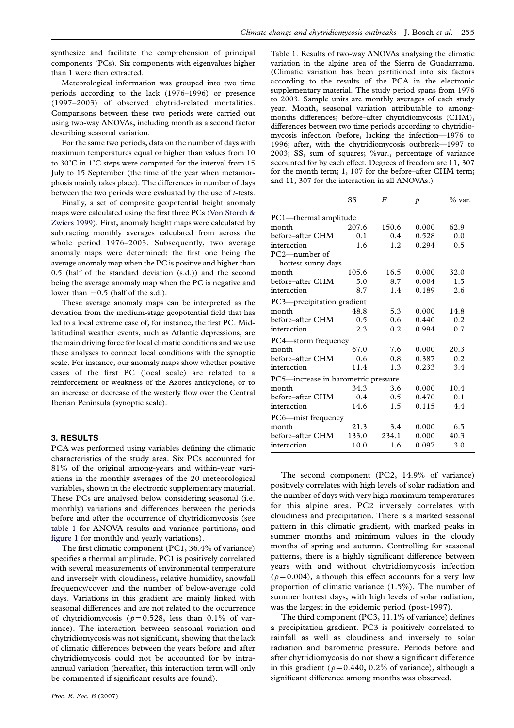synthesize and facilitate the comprehension of principal components (PCs). Six components with eigenvalues higher than 1 were then extracted.

Meteorological information was grouped into two time periods according to the lack (1976–1996) or presence (1997–2003) of observed chytrid-related mortalities. Comparisons between these two periods were carried out using two-way ANOVAs, including month as a second factor describing seasonal variation.

For the same two periods, data on the number of days with maximum temperatures equal or higher than values from 10 to 30°C in 1°C steps were computed for the interval from 15 July to 15 September (the time of the year when metamorphosis mainly takes place). The differences in number of days between the two periods were evaluated by the use of *t*-tests.

Finally, a set of composite geopotential height anomaly maps were calculated using the first three PCs (Von Storch & Zwiers 1999). First, anomaly height maps were calculated by subtracting monthly averages calculated from across the whole period 1976–2003. Subsequently, two average anomaly maps were determined: the first one being the average anomaly map when the PC is positive and higher than 0.5 (half of the standard deviation (s.d.)) and the second being the average anomaly map when the PC is negative and lower than −0.5 (half of the s.d.).

These average anomaly maps can be interpreted as the deviation from the medium-stage geopotential field that has led to a local extreme case of, for instance, the first PC. Mid-latitudinal weather events, such as Atlantic depressions, are the main driving force for local climatic conditions and we use these analyses to connect local conditions with the synoptic scale. For instance, our anomaly maps show whether positive cases of the first PC (local scale) are related to a reinforcement or weakness of the Azores anticyclone, or to an increase or decrease of the westerly flow over the Central Iberian Peninsula (synoptic scale).

## 3. RESULTS

PCA was performed using variables defining the climatic characteristics of the study area. Six PCs accounted for 81% of the original among-years and within-year variations in the monthly averages of the 20 meteorological variables, shown in the electronic supplementary material. These PCs are analysed below considering seasonal (i.e. monthly) variations and differences between the periods before and after the occurrence of chytridiomycosis (see table 1 for ANOVA results and variance partitions, and figure 1 for monthly and yearly variations).

The first climatic component (PC1, 36.4% of variance) specifies a thermal amplitude. PC1 is positively correlated with several measurements of environmental temperature and inversely with cloudiness, relative humidity, snowfall frequency/cover and the number of below-average cold days. Variations in this gradient are mainly linked with seasonal differences and are not related to the occurrence of chytridiomycosis ($p=0.528$, less than 0.1% of variance). The interaction between seasonal variation and chytridiomycosis was not significant, showing that the lack of climatic differences between the years before and after chytridiomycosis could not be accounted for by intra-annual variation (hereafter, this interaction term will only be commented if significant results are found).

Table 1. Results of two-way ANOVAs analysing the climatic variation in the alpine area of the Sierra de Guadarrama. (Climatic variation has been partitioned into six factors according to the results of the PCA in the electronic supplementary material. The study period spans from 1976 to 2003. Sample units are monthly averages of each study year. Month, seasonal variation attributable to among-months differences; before–after chytridiomycosis (CHM), differences between two time periods according to chytridiomycosis infection (before, lacking the infection—1976 to 1996; after, with the chytridiomycosis outbreak—1997 to 2003; SS, sum of squares; %var., percentage of variance accounted for by each effect. Degrees of freedom are 11, 307 for the month term; 1, 107 for the before–after CHM term; and 11, 307 for the interaction in all ANOVAs.)

| | SS | *F* | *p* | % var. |
|---|---|---|---|---|
| PC1—thermal amplitude | | | | |
| month | 207.6 | 150.6 | 0.000 | 62.9 |
| before–after CHM | 0.1 | 0.4 | 0.528 | 0.0 |
| interaction | 1.6 | 1.2 | 0.294 | 0.5 |
| PC2—number of hottest sunny days | | | | |
| month | 105.6 | 16.5 | 0.000 | 32.0 |
| before–after CHM | 5.0 | 8.7 | 0.004 | 1.5 |
| interaction | 8.7 | 1.4 | 0.189 | 2.6 |
| PC3—precipitation gradient | | | | |
| month | 48.8 | 5.3 | 0.000 | 14.8 |
| before–after CHM | 0.5 | 0.6 | 0.440 | 0.2 |
| interaction | 2.3 | 0.2 | 0.994 | 0.7 |
| PC4—storm frequency | | | | |
| month | 67.0 | 7.6 | 0.000 | 20.3 |
| before–after CHM | 0.6 | 0.8 | 0.387 | 0.2 |
| interaction | 11.4 | 1.3 | 0.233 | 3.4 |
| PC5—increase in barometric pressure | | | | |
| month | 34.3 | 3.6 | 0.000 | 10.4 |
| before–after CHM | 0.4 | 0.5 | 0.470 | 0.1 |
| interaction | 14.6 | 1.5 | 0.115 | 4.4 |
| PC6—mist frequency | | | | |
| month | 21.3 | 3.4 | 0.000 | 6.5 |
| before–after CHM | 133.0 | 234.1 | 0.000 | 40.3 |
| interaction | 10.0 | 1.6 | 0.097 | 3.0 |

The second component (PC2, 14.9% of variance) positively correlates with high levels of solar radiation and the number of days with very high maximum temperatures for this alpine area. PC2 inversely correlates with cloudiness and precipitation. There is a marked seasonal pattern in this climatic gradient, with marked peaks in summer months and minimum values in the cloudy months of spring and autumn. Controlling for seasonal patterns, there is a highly significant difference between years with and without chytridiomycosis infection ($p=0.004$), although this effect accounts for a very low proportion of climatic variance (1.5%). The number of summer hottest days, with high levels of solar radiation, was the largest in the epidemic period (post-1997).

The third component (PC3, 11.1% of variance) defines a precipitation gradient. PC3 is positively correlated to rainfall as well as cloudiness and inversely to solar radiation and barometric pressure. Periods before and after chytridiomycosis do not show a significant difference in this gradient ($p=0.440$, 0.2% of variance), although a significant difference among months was observed.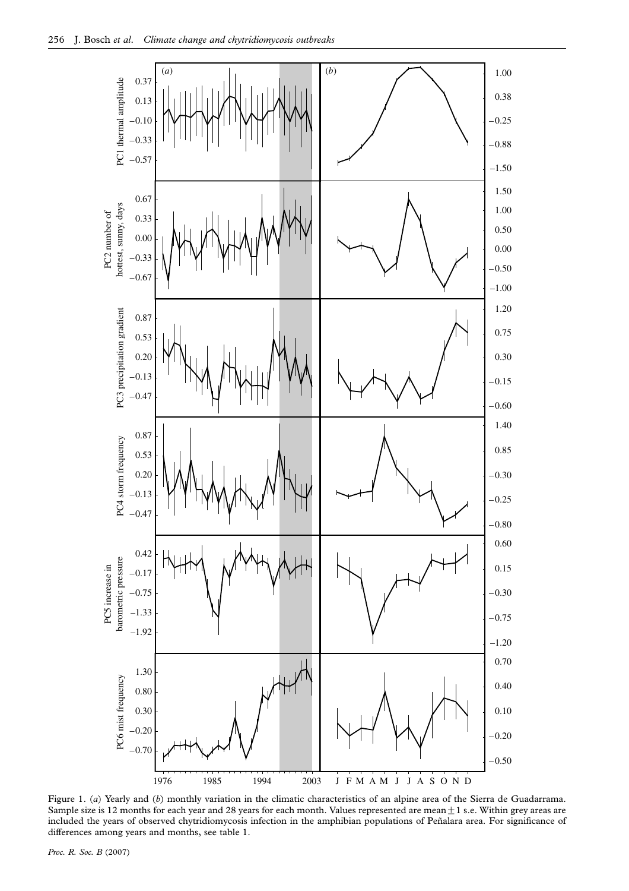Figure 1. (*a*) Yearly and (*b*) monthly variation in the climatic characteristics of an alpine area of the Sierra de Guadarrama. Sample size is 12 months for each year and 28 years for each month. Values represented are mean $\pm 1$ s.e. Within grey areas are included the years of observed chytridiomycosis infection in the amphibian populations of Peñalara area. For significance of differences among years and months, see table 1.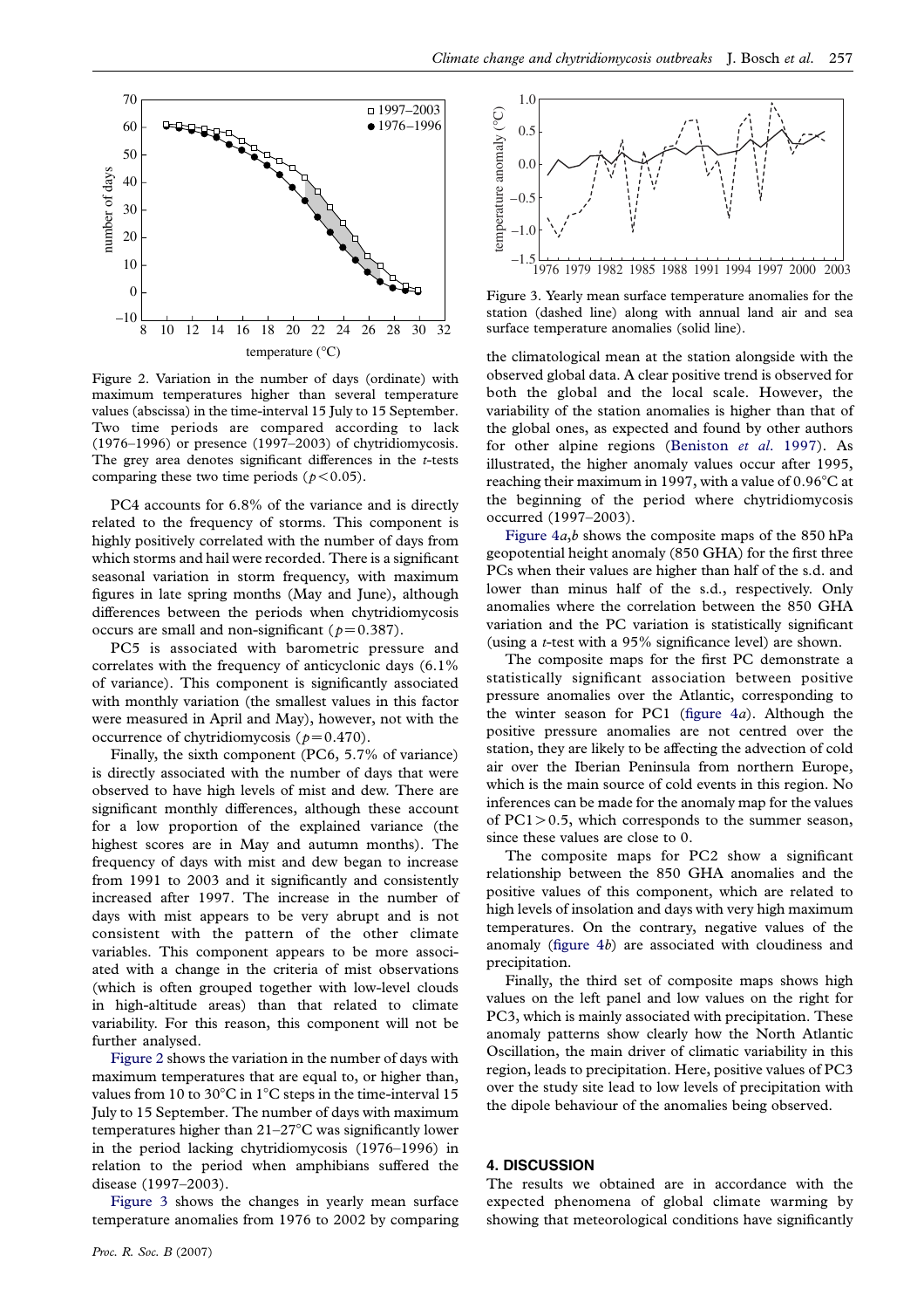Figure 2. Variation in the number of days (ordinate) with maximum temperatures higher than several temperature values (abscissa) in the time-interval 15 July to 15 September. Two time periods are compared according to lack (1976–1996) or presence (1997–2003) of chytridiomycosis. The grey area denotes significant differences in the *t*-tests comparing these two time periods ($p<0.05$).

PC4 accounts for 6.8% of the variance and is directly related to the frequency of storms. This component is highly positively correlated with the number of days from which storms and hail were recorded. There is a significant seasonal variation in storm frequency, with maximum figures in late spring months (May and June), although differences between the periods when chytridiomycosis occurs are small and non-significant ($p=0.387$).

PC5 is associated with barometric pressure and correlates with the frequency of anticyclonic days (6.1% of variance). This component is significantly associated with monthly variation (the smallest values in this factor were measured in April and May), however, not with the occurrence of chytridiomycosis ($p=0.470$).

Finally, the sixth component (PC6, 5.7% of variance) is directly associated with the number of days that were observed to have high levels of mist and dew. There are significant monthly differences, although these account for a low proportion of the explained variance (the highest scores are in May and autumn months). The frequency of days with mist and dew began to increase from 1991 to 2003 and it significantly and consistently increased after 1997. The increase in the number of days with mist appears to be very abrupt and is not consistent with the pattern of the other climate variables. This component appears to be more associated with a change in the criteria of mist observations (which is often grouped together with low-level clouds in high-altitude areas) than that related to climate variability. For this reason, this component will not be further analysed.

Figure 2 shows the variation in the number of days with maximum temperatures that are equal to, or higher than, values from 10 to 30°C in 1°C steps in the time-interval 15 July to 15 September. The number of days with maximum temperatures higher than 21–27°C was significantly lower in the period lacking chytridiomycosis (1976–1996) in relation to the period when amphibians suffered the disease (1997–2003).

Figure 3 shows the changes in yearly mean surface temperature anomalies from 1976 to 2002 by comparing the climatological mean at the station alongside with the observed global data. A clear positive trend is observed for both the global and the local scale. However, the variability of the station anomalies is higher than that of the global ones, as expected and found by other authors for other alpine regions (Beniston *et al*. 1997). As illustrated, the higher anomaly values occur after 1995, reaching their maximum in 1997, with a value of 0.96°C at the beginning of the period where chytridiomycosis occurred (1997–2003).

Figure 3. Yearly mean surface temperature anomalies for the station (dashed line) along with annual land air and sea surface temperature anomalies (solid line).

Figure 4*a*,*b* shows the composite maps of the 850 hPa geopotential height anomaly (850 GHA) for the first three PCs when their values are higher than half of the s.d. and lower than minus half of the s.d., respectively. Only anomalies where the correlation between the 850 GHA variation and the PC variation is statistically significant (using a *t*-test with a 95% significance level) are shown.

The composite maps for the first PC demonstrate a statistically significant association between positive pressure anomalies over the Atlantic, corresponding to the winter season for PC1 (figure 4*a*). Although the positive pressure anomalies are not centred over the station, they are likely to be affecting the advection of cold air over the Iberian Peninsula from northern Europe, which is the main source of cold events in this region. No inferences can be made for the anomaly map for the values of PC1 > 0.5, which corresponds to the summer season, since these values are close to 0.

The composite maps for PC2 show a significant relationship between the 850 GHA anomalies and the positive values of this component, which are related to high levels of insolation and days with very high maximum temperatures. On the contrary, negative values of the anomaly (figure 4*b*) are associated with cloudiness and precipitation.

Finally, the third set of composite maps shows high values on the left panel and low values on the right for PC3, which is mainly associated with precipitation. These anomaly patterns show clearly how the North Atlantic Oscillation, the main driver of climatic variability in this region, leads to precipitation. Here, positive values of PC3 over the study site lead to low levels of precipitation with the dipole behaviour of the anomalies being observed.

## 4. DISCUSSION

The results we obtained are in accordance with the expected phenomena of global climate warming by showing that meteorological conditions have significantly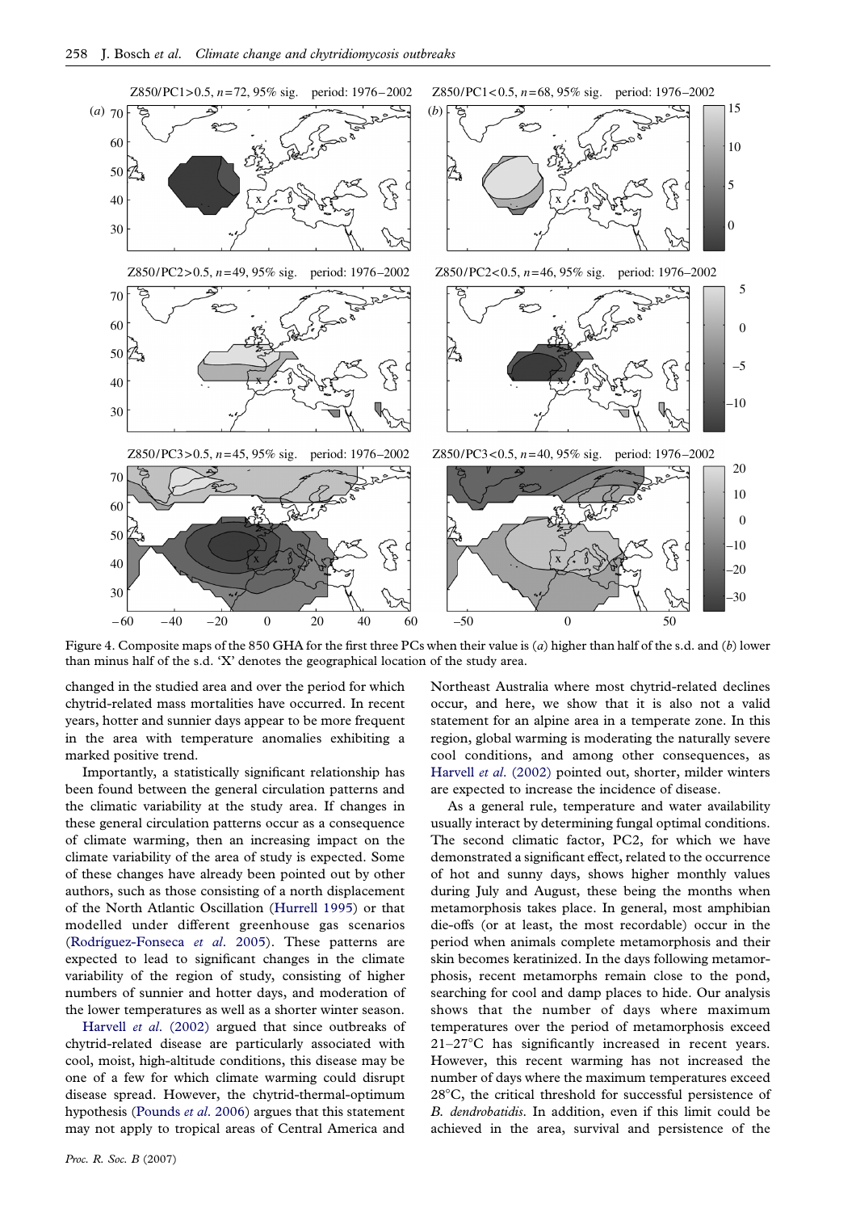Figure 4. Composite maps of the 850 GHA for the first three PCs when their value is (*a*) higher than half of the s.d. and (*b*) lower than minus half of the s.d. 'X' denotes the geographical location of the study area.

changed in the studied area and over the period for which chytrid-related mass mortalities have occurred. In recent years, hotter and sunnier days appear to be more frequent in the area with temperature anomalies exhibiting a marked positive trend.

Importantly, a statistically significant relationship has been found between the general circulation patterns and the climatic variability at the study area. If changes in these general circulation patterns occur as a consequence of climate warming, then an increasing impact on the climate variability of the area of study is expected. Some of these changes have already been pointed out by other authors, such as those consisting of a north displacement of the North Atlantic Oscillation (Hurrell 1995) or that modelled under different greenhouse gas scenarios (Rodriguez-Fonseca *et al*. 2005). These patterns are expected to lead to significant changes in the climate variability of the region of study, consisting of higher numbers of sunnier and hotter days, and moderation of the lower temperatures as well as a shorter winter season.

Harvell *et al*. (2002) argued that since outbreaks of chytrid-related disease are particularly associated with cool, moist, high-altitude conditions, this disease may be one of a few for which climate warming could disrupt disease spread. However, the chytrid-thermal-optimum hypothesis (Pounds *et al*. 2006) argues that this statement may not apply to tropical areas of Central America and Northeast Australia where most chytrid-related declines occur, and here, we show that it is also not a valid statement for an alpine area in a temperate zone. In this region, global warming is moderating the naturally severe cool conditions, and among other consequences, as Harvell *et al*. (2002) pointed out, shorter, milder winters are expected to increase the incidence of disease.

As a general rule, temperature and water availability usually interact by determining fungal optimal conditions. The second climatic factor, PC2, for which we have demonstrated a significant effect, related to the occurrence of hot and sunny days, shows higher monthly values during July and August, these being the months when metamorphosis takes place. In general, most amphibian die-offs (or at least, the most recordable) occur in the period when animals complete metamorphosis and their skin becomes keratinized. In the days following metamorphosis, recent metamorphs remain close to the pond, searching for cool and damp places to hide. Our analysis shows that the number of days where maximum temperatures over the period of metamorphosis exceed 21–27°C has significantly increased in recent years. However, this recent warming has not increased the number of days where the maximum temperatures exceed 28°C, the critical threshold for successful persistence of *B. dendrobatidis*. In addition, even if this limit could be achieved in the area, survival and persistence of the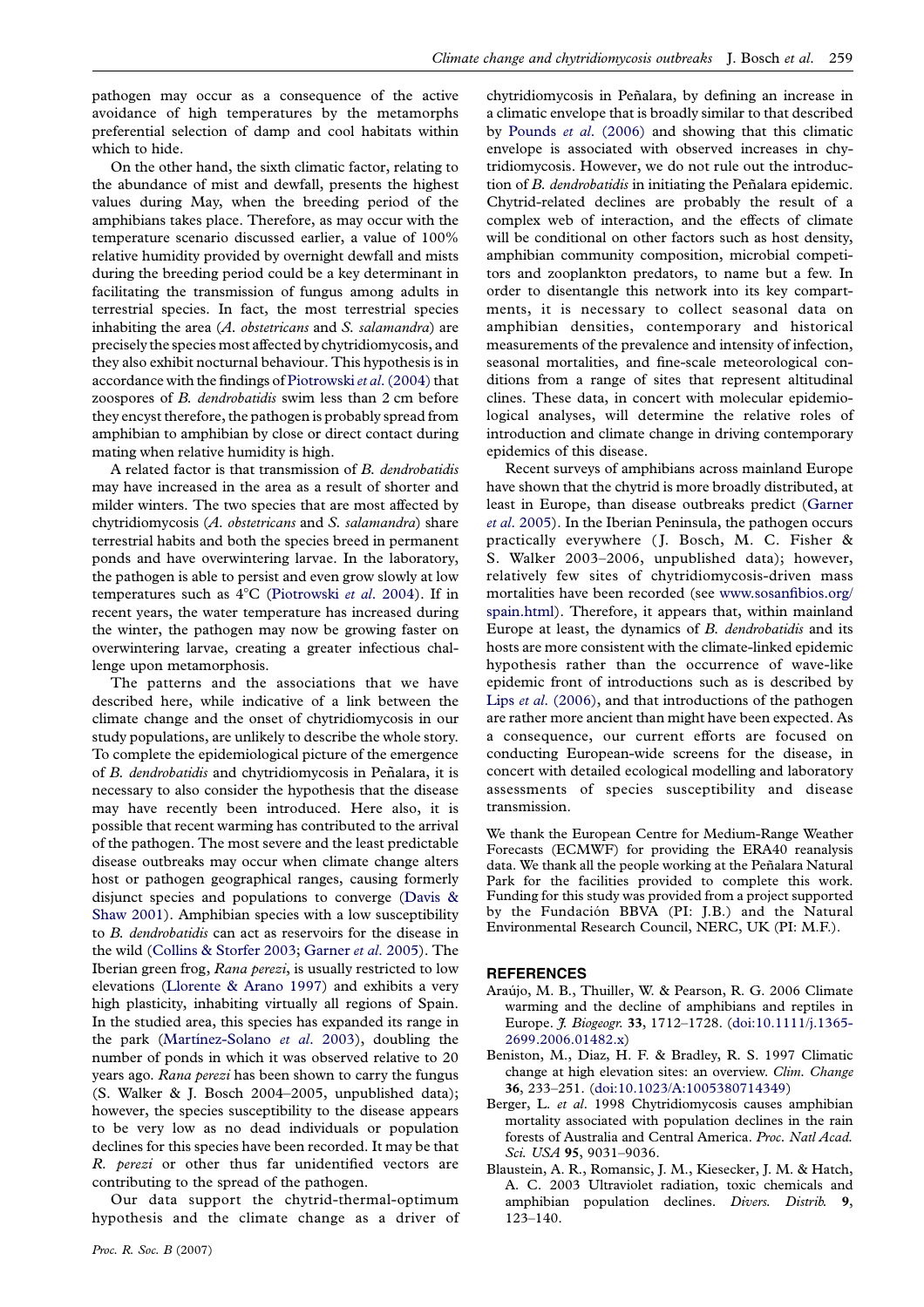pathogen may occur as a consequence of the active avoidance of high temperatures by the metamorphs preferential selection of damp and cool habitats within which to hide.

On the other hand, the sixth climatic factor, relating to the abundance of mist and dewfall, presents the highest values during May, when the breeding period of the amphibians takes place. Therefore, as may occur with the temperature scenario discussed earlier, a value of 100% relative humidity provided by overnight dewfall and mists during the breeding period could be a key determinant in facilitating the transmission of fungus among adults in terrestrial species. In fact, the most terrestrial species inhabiting the area (*A. obstetricans* and *S. salamandra*) are precisely the species most affected by chytridiomycosis, and they also exhibit nocturnal behaviour. This hypothesis is in accordance with the findings of Piotrowski *et al.* (2004) that zoospores of *B. dendrobatidis* swim less than 2 cm before they encyst therefore, the pathogen is probably spread from amphibian to amphibian by close or direct contact during mating when relative humidity is high.

A related factor is that transmission of *B. dendrobatidis* may have increased in the area as a result of shorter and milder winters. The two species that are most affected by chytridiomycosis (*A. obstetricans* and *S. salamandra*) share terrestrial habits and both the species breed in permanent ponds and have overwintering larvae. In the laboratory, the pathogen is able to persist and even grow slowly at low temperatures such as 4°C (Piotrowski *et al.* 2004). If in recent years, the water temperature has increased during the winter, the pathogen may now be growing faster on overwintering larvae, creating a greater infectious challenge upon metamorphosis.

The patterns and the associations that we have described here, while indicative of a link between the climate change and the onset of chytridiomycosis in our study populations, are unlikely to describe the whole story. To complete the epidemiological picture of the emergence of *B. dendrobatidis* and chytridiomycosis in Peñalara, it is necessary to also consider the hypothesis that the disease may have recently been introduced. Here also, it is possible that recent warming has contributed to the arrival of the pathogen. The most severe and the least predictable disease outbreaks may occur when climate change alters host or pathogen geographical ranges, causing formerly disjunct species and populations to converge (Davis & Shaw 2001). Amphibian species with a low susceptibility to *B. dendrobatidis* can act as reservoirs for the disease in the wild (Collins & Storfer 2003; Garner *et al.* 2005). The Iberian green frog, *Rana perezi*, is usually restricted to low elevations (Llorente & Arano 1997) and exhibits a very high plasticity, inhabiting virtually all regions of Spain. In the studied area, this species has expanded its range in the park (Martínez-Solano *et al.* 2003), doubling the number of ponds in which it was observed relative to 20 years ago. *Rana perezi* has been shown to carry the fungus (S. Walker & J. Bosch 2004–2005, unpublished data); however, the species susceptibility to the disease appears to be very low as no dead individuals or population declines for this species have been recorded. It may be that *R. perezi* or other thus far unidentified vectors are contributing to the spread of the pathogen.

Our data support the chytrid-thermal-optimum hypothesis and the climate change as a driver of chytridiomycosis in Peñalara, by defining an increase in a climatic envelope that is broadly similar to that described by Pounds *et al.* (2006) and showing that this climatic envelope is associated with observed increases in chytridiomycosis. However, we do not rule out the introduction of *B. dendrobatidis* in initiating the Peñalara epidemic. Chytrid-related declines are probably the result of a complex web of interaction, and the effects of climate will be conditional on other factors such as host density, amphibian community composition, microbial competitors and zooplankton predators, to name but a few. In order to disentangle this network into its key compartments, it is necessary to collect seasonal data on amphibian densities, contemporary and historical measurements of the prevalence and intensity of infection, seasonal mortalities, and fine-scale meteorological conditions from a range of sites that represent altitudinal clines. These data, in concert with molecular epidemiological analyses, will determine the relative roles of introduction and climate change in driving contemporary epidemics of this disease.

Recent surveys of amphibians across mainland Europe have shown that the chytrid is more broadly distributed, at least in Europe, than disease outbreaks predict (Garner *et al.* 2005). In the Iberian Peninsula, the pathogen occurs practically everywhere (J. Bosch, M. C. Fisher & S. Walker 2003–2006, unpublished data); however, relatively few sites of chytridiomycosis-driven mass mortalities have been recorded (see www.sosanfibios.org/spain.html). Therefore, it appears that, within mainland Europe at least, the dynamics of *B. dendrobatidis* and its hosts are more consistent with the climate-linked epidemic hypothesis rather than the occurrence of wave-like epidemic front of introductions such as is described by Lips *et al.* (2006), and that introductions of the pathogen are rather more ancient than might have been expected. As a consequence, our current efforts are focused on conducting European-wide screens for the disease, in concert with detailed ecological modelling and laboratory assessments of species susceptibility and disease transmission.

We thank the European Centre for Medium-Range Weather Forecasts (ECMWF) for providing the ERA40 reanalysis data. We thank all the people working at the Peñalara Natural Park for the facilities provided to complete this work. Funding for this study was provided from a project supported by the Fundación BBVA (PI: J.B.) and the Natural Environmental Research Council, NERC, UK (PI: M.F.).

## REFERENCES

Araújo, M. B., Thuiller, W. & Pearson, R. G. 2006 Climate warming and the decline of amphibians and reptiles in Europe. *J. Biogeogr.* **33**, 1712–1728. (doi:10.1111/j.1365-2699.2006.01482.x)

Beniston, M., Diaz, H. F. & Bradley, R. S. 1997 Climatic change at high elevation sites: an overview. *Clim. Change* **36**, 233–251. (doi:10.1023/A:1005380714349)

Berger, L. *et al.* 1998 Chytridiomycosis causes amphibian mortality associated with population declines in the rain forests of Australia and Central America. *Proc. Natl Acad. Sci. USA* **95**, 9031–9036.

Blaustein, A. R., Romansic, J. M., Kiesecker, J. M. & Hatch, A. C. 2003 Ultraviolet radiation, toxic chemicals and amphibian population declines. *Divers. Distrib.* **9**, 123–140.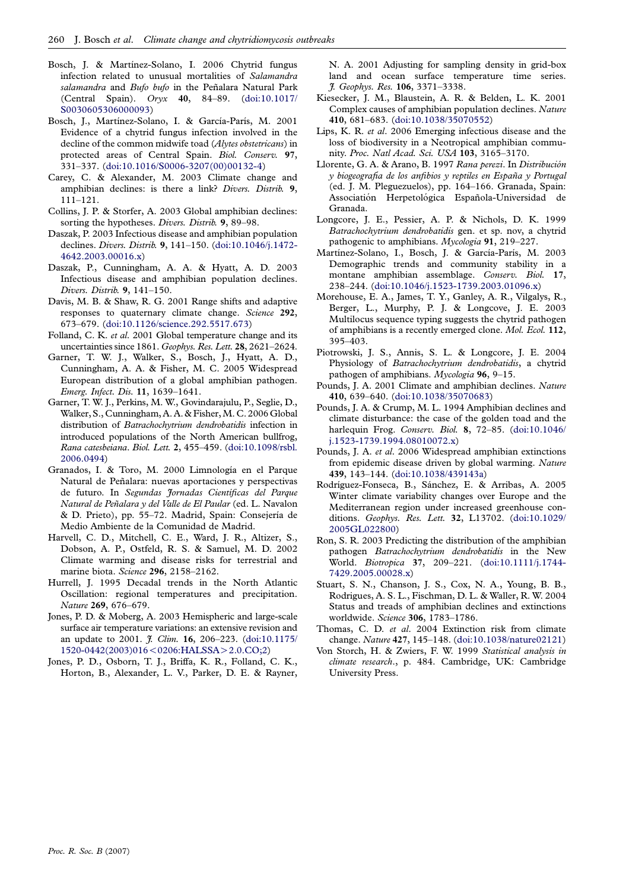Bosch, J. & Martínez-Solano, I. 2006 Chytrid fungus infection related to unusual mortalities of *Salamandra salamandra* and *Bufo bufo* in the Peñalara Natural Park (Central Spain). *Oryx* **40**, 84–89. (doi:10.1017/S0030605306000093)

Bosch, J., Martínez-Solano, I. & García-París, M. 2001 Evidence of a chytrid fungus infection involved in the decline of the common midwife toad (*Alytes obstetricans*) in protected areas of Central Spain. *Biol. Conserv.* **97**, 331–337. (doi:10.1016/S0006-3207(00)00132-4)

Carey, C. & Alexander, M. 2003 Climate change and amphibian declines: is there a link? *Divers. Distrib.* **9**, 111–121.

Collins, J. P. & Storfer, A. 2003 Global amphibian declines: sorting the hypotheses. *Divers. Distrib.* **9**, 89–98.

Daszak, P. 2003 Infectious disease and amphibian population declines. *Divers. Distrib.* **9**, 141–150. (doi:10.1046/j.1472-4642.2003.00016.x)

Daszak, P., Cunningham, A. A. & Hyatt, A. D. 2003 Infectious disease and amphibian population declines. *Divers. Distrib.* **9**, 141–150.

Davis, M. B. & Shaw, R. G. 2001 Range shifts and adaptive responses to quaternary climate change. *Science* **292**, 673–679. (doi:10.1126/science.292.5517.673)

Folland, C. K. *et al.* 2001 Global temperature change and its uncertainties since 1861. *Geophys. Res. Lett.* **28**, 2621–2624.

Garner, T. W. J., Walker, S., Bosch, J., Hyatt, A. D., Cunningham, A. A. & Fisher, M. C. 2005 Widespread European distribution of a global amphibian pathogen. *Emerg. Infect. Dis.* **11**, 1639–1641.

Garner, T. W. J., Perkins, M. W., Govindarajulu, P., Seglie, D., Walker, S., Cunningham, A. A. & Fisher, M. C. 2006 Global distribution of *Batrachochytrium dendrobatidis* infection in introduced populations of the North American bullfrog, *Rana catesbeiana*. *Biol. Lett.* **2**, 455–459. (doi:10.1098/rsbl.2006.0494)

Granados, I. & Toro, M. 2000 Limnología en el Parque Natural de Peñalara: nuevas aportaciones y perspectivas de futuro. In *Segundas Jornadas Científicas del Parque Natural de Peñalara y del Valle de El Paular* (ed. L. Navalon & D. Prieto), pp. 55–72. Madrid, Spain: Consejería de Medio Ambiente de la Comunidad de Madrid.

Harvell, C. D., Mitchell, C. E., Ward, J. R., Altizer, S., Dobson, A. P., Ostfeld, R. S. & Samuel, M. D. 2002 Climate warming and disease risks for terrestrial and marine biota. *Science* **296**, 2158–2162.

Hurrell, J. 1995 Decadal trends in the North Atlantic Oscillation: regional temperatures and precipitation. *Nature* **269**, 676–679.

Jones, P. D. & Moberg, A. 2003 Hemispheric and large-scale surface air temperature variations: an extensive revision and an update to 2001. *J. Clim.* **16**, 206–223. (doi:10.1175/1520-0442(2003)016<0206:HALSSA>2.0.CO;2)

Jones, P. D., Osborn, T. J., Briffa, K. R., Folland, C. K., Horton, B., Alexander, L. V., Parker, D. E. & Rayner, N. A. 2001 Adjusting for sampling density in grid-box land and ocean surface temperature time series. *J. Geophys. Res.* **106**, 3371–3338.

Kiesecker, J. M., Blaustein, A. R. & Belden, L. K. 2001 Complex causes of amphibian population declines. *Nature* **410**, 681–683. (doi:10.1038/35070552)

Lips, K. R. *et al.* 2006 Emerging infectious disease and the loss of biodiversity in a Neotropical amphibian community. *Proc. Natl Acad. Sci. USA* **103**, 3165–3170.

Llorente, G. A. & Arano, B. 1997 *Rana perezi*. In *Distribución y biogeografía de los anfibios y reptiles en España y Portugal* (ed. J. M. Pleguezuelos), pp. 164–166. Granada, Spain: Associatión Herpetológica Española-Universidad de Granada.

Longcore, J. E., Pessier, A. P. & Nichols, D. K. 1999 *Batrachochytrium dendrobatidis* gen. et sp. nov, a chytrid pathogenic to amphibians. *Mycologia* **91**, 219–227.

Martínez-Solano, I., Bosch, J. & García-París, M. 2003 Demographic trends and community stability in a montane amphibian assemblage. *Conserv. Biol.* **17**, 238–244. (doi:10.1046/j.1523-1739.2003.01096.x)

Morehouse, E. A., James, T. Y., Ganley, A. R., Vilgalys, R., Berger, L., Murphy, P. J. & Longcove, J. E. 2003 Multilocus sequence typing suggests the chytrid pathogen of amphibians is a recently emerged clone. *Mol. Ecol.* **112**, 395–403.

Piotrowski, J. S., Annis, S. L. & Longcore, J. E. 2004 Physiology of *Batrachochytrium dendrobatidis*, a chytrid pathogen of amphibians. *Mycologia* **96**, 9–15.

Pounds, J. A. 2001 Climate and amphibian declines. *Nature* **410**, 639–640. (doi:10.1038/35070683)

Pounds, J. A. & Crump, M. L. 1994 Amphibian declines and climate disturbance: the case of the golden toad and the harlequin Frog. *Conserv. Biol.* **8**, 72–85. (doi:10.1046/j.1523-1739.1994.08010072.x)

Pounds, J. A. *et al.* 2006 Widespread amphibian extinctions from epidemic disease driven by global warming. *Nature* **439**, 143–144. (doi:10.1038/439143a)

Rodríguez-Fonseca, B., Sánchez, E. & Arribas, A. 2005 Winter climate variability changes over Europe and the Mediterranean region under increased greenhouse conditions. *Geophys. Res. Lett.* **32**, L13702. (doi:10.1029/2005GL022800)

Ron, S. R. 2003 Predicting the distribution of the amphibian pathogen *Batrachochytrium dendrobatidis* in the New World. *Biotropica* **37**, 209–221. (doi:10.1111/j.1744-7429.2005.00028.x)

Stuart, S. N., Chanson, J. S., Cox, N. A., Young, B. B., Rodrigues, A. S. L., Fischman, D. L. & Waller, R. W. 2004 Status and treads of amphibian declines and extinctions worldwide. *Science* **306**, 1783–1786.

Thomas, C. D. *et al.* 2004 Extinction risk from climate change. *Nature* **427**, 145–148. (doi:10.1038/nature02121)

Von Storch, H. & Zwiers, F. W. 1999 *Statistical analysis in climate research.*, p. 484. Cambridge, UK: Cambridge University Press.